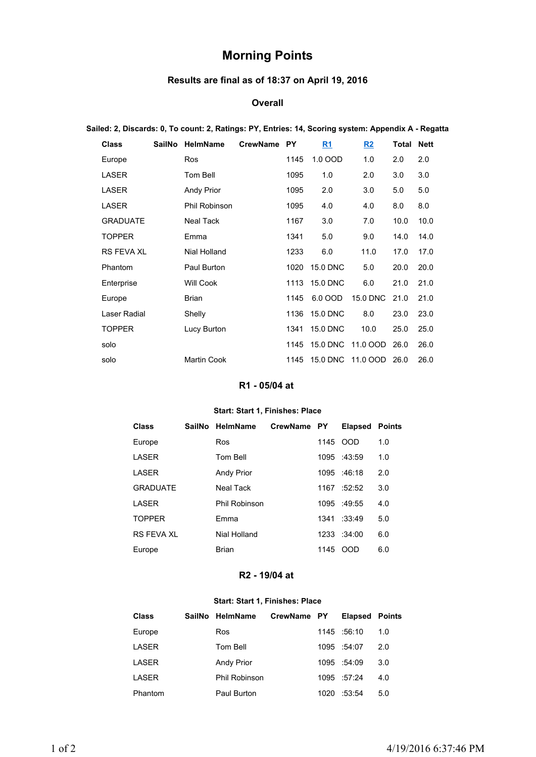# Morning Points

### Results are final as of 18:37 on April 19, 2016

### Overall

**Sailed: 2, Discards: 0, To count: 2, Ratings: PY, Entries: 14, Scoring system: Appendix A - Regatta**

| Class | SailNo | HelmName | CrewName | PY | R1 | R2 | Total | Nett |
|---|---|---|---|---|---|---|---|---|
| Europe | | Ros | | 1145 | 1.0 OOD | 1.0 | 2.0 | 2.0 |
| LASER | | Tom Bell | | 1095 | 1.0 | 2.0 | 3.0 | 3.0 |
| LASER | | Andy Prior | | 1095 | 2.0 | 3.0 | 5.0 | 5.0 |
| LASER | | Phil Robinson | | 1095 | 4.0 | 4.0 | 8.0 | 8.0 |
| GRADUATE | | Neal Tack | | 1167 | 3.0 | 7.0 | 10.0 | 10.0 |
| TOPPER | | Emma | | 1341 | 5.0 | 9.0 | 14.0 | 14.0 |
| RS FEVA XL | | Nial Holland | | 1233 | 6.0 | 11.0 | 17.0 | 17.0 |
| Phantom | | Paul Burton | | 1020 | 15.0 DNC | 5.0 | 20.0 | 20.0 |
| Enterprise | | Will Cook | | 1113 | 15.0 DNC | 6.0 | 21.0 | 21.0 |
| Europe | | Brian | | 1145 | 6.0 OOD | 15.0 DNC | 21.0 | 21.0 |
| Laser Radial | | Shelly | | 1136 | 15.0 DNC | 8.0 | 23.0 | 23.0 |
| TOPPER | | Lucy Burton | | 1341 | 15.0 DNC | 10.0 | 25.0 | 25.0 |
| solo | | | | 1145 | 15.0 DNC | 11.0 OOD | 26.0 | 26.0 |
| solo | | Martin Cook | | 1145 | 15.0 DNC | 11.0 OOD | 26.0 | 26.0 |

### R1 - 05/04 at

**Start: Start 1, Finishes: Place**

| Class | SailNo | HelmName | CrewName | PY | Elapsed | Points |
|---|---|---|---|---|---|---|
| Europe | | Ros | | 1145 | OOD | 1.0 |
| LASER | | Tom Bell | | 1095 | :43:59 | 1.0 |
| LASER | | Andy Prior | | 1095 | :46:18 | 2.0 |
| GRADUATE | | Neal Tack | | 1167 | :52:52 | 3.0 |
| LASER | | Phil Robinson | | 1095 | :49:55 | 4.0 |
| TOPPER | | Emma | | 1341 | :33:49 | 5.0 |
| RS FEVA XL | | Nial Holland | | 1233 | :34:00 | 6.0 |
| Europe | | Brian | | 1145 | OOD | 6.0 |

### R2 - 19/04 at

**Start: Start 1, Finishes: Place**

| Class | SailNo | HelmName | CrewName | PY | Elapsed | Points |
|---|---|---|---|---|---|---|
| Europe | | Ros | | 1145 | :56:10 | 1.0 |
| LASER | | Tom Bell | | 1095 | :54:07 | 2.0 |
| LASER | | Andy Prior | | 1095 | :54:09 | 3.0 |
| LASER | | Phil Robinson | | 1095 | :57:24 | 4.0 |
| Phantom | | Paul Burton | | 1020 | :53:54 | 5.0 |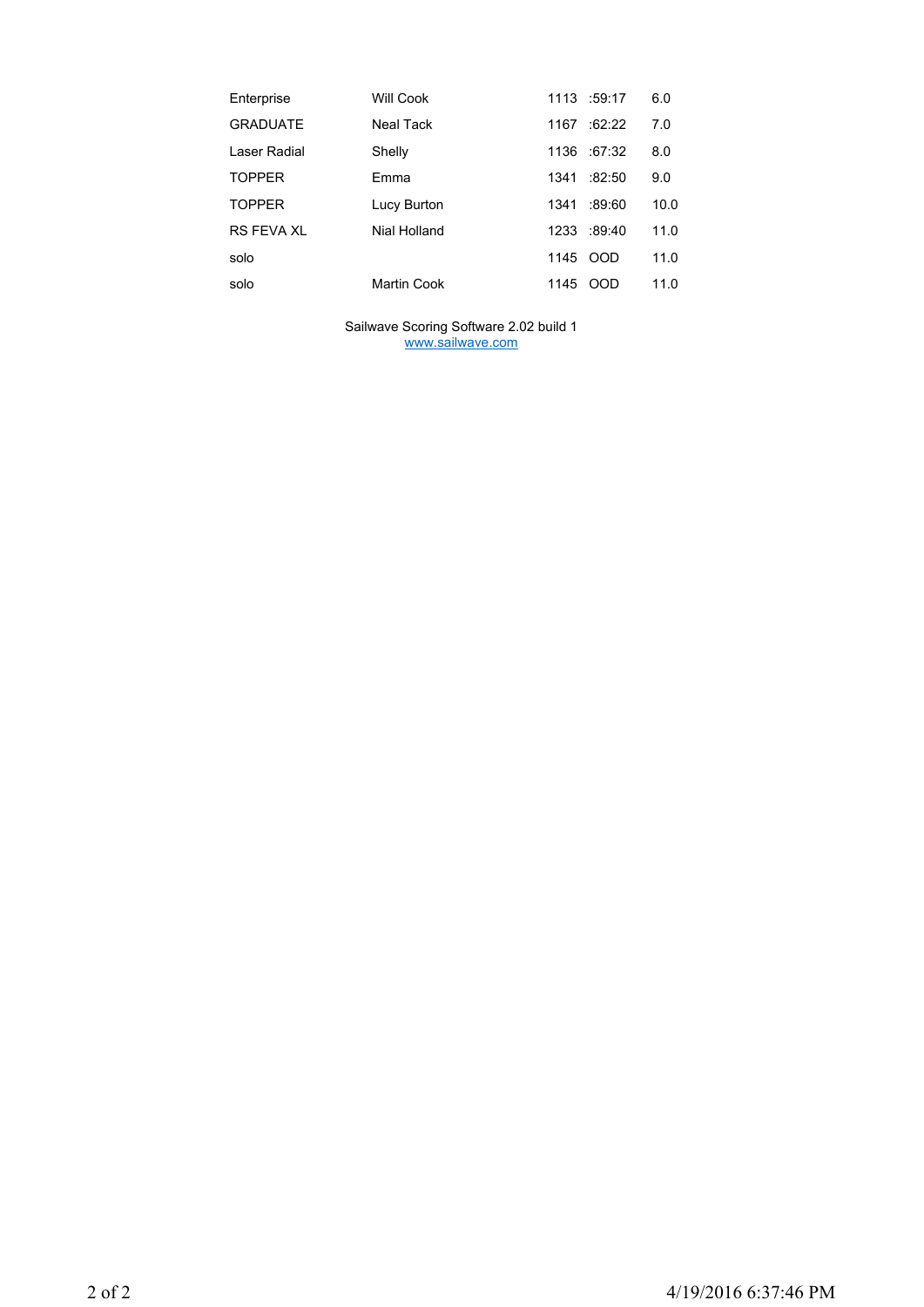| | | | | |
|---|---|---|---|---|
| Enterprise | Will Cook | 1113 | :59:17 | 6.0 |
| GRADUATE | Neal Tack | 1167 | :62:22 | 7.0 |
| Laser Radial | Shelly | 1136 | :67:32 | 8.0 |
| TOPPER | Emma | 1341 | :82:50 | 9.0 |
| TOPPER | Lucy Burton | 1341 | :89:60 | 10.0 |
| RS FEVA XL | Nial Holland | 1233 | :89:40 | 11.0 |
| solo | | 1145 | OOD | 11.0 |
| solo | Martin Cook | 1145 | OOD | 11.0 |

Sailwave Scoring Software 2.02 build 1
www.sailwave.com